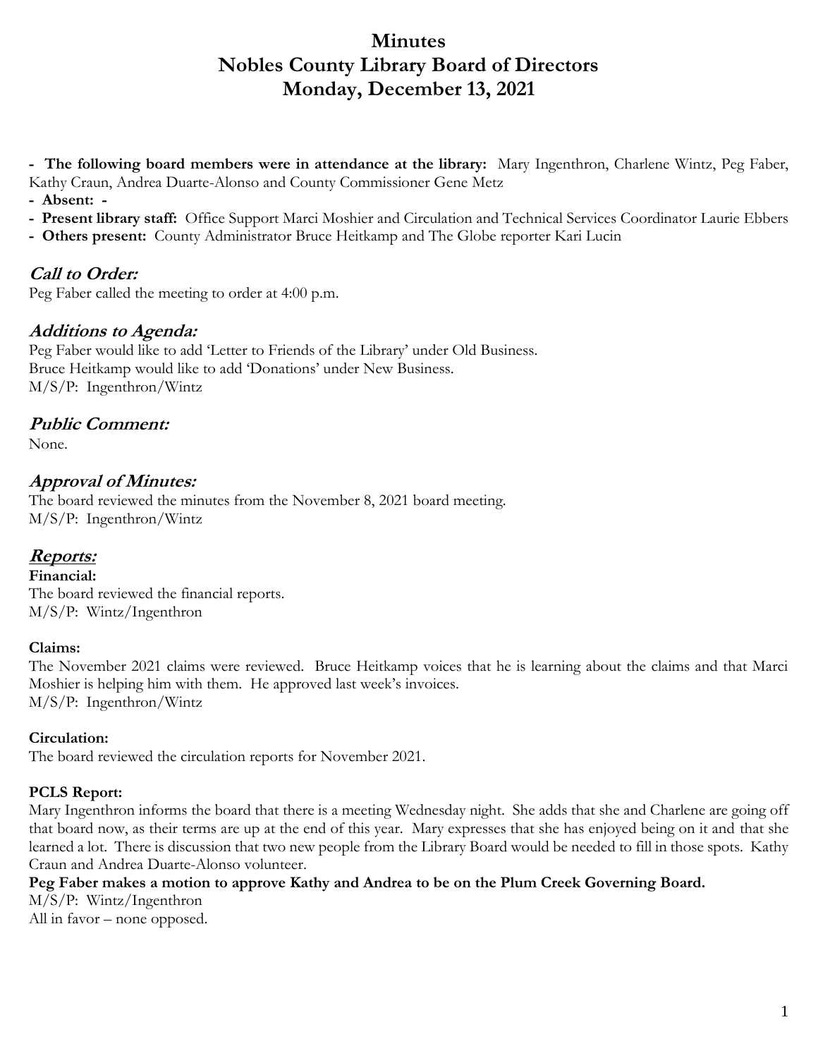# Minutes
# Nobles County Library Board of Directors
# Monday, December 13, 2021

- **The following board members were in attendance at the library:** Mary Ingenthron, Charlene Wintz, Peg Faber, Kathy Craun, Andrea Duarte-Alonso and County Commissioner Gene Metz
- **Absent:** -
- **Present library staff:** Office Support Marci Moshier and Circulation and Technical Services Coordinator Laurie Ebbers
- **Others present:** County Administrator Bruce Heitkamp and The Globe reporter Kari Lucin

## *Call to Order:*

Peg Faber called the meeting to order at 4:00 p.m.

## *Additions to Agenda:*

Peg Faber would like to add 'Letter to Friends of the Library' under Old Business.
Bruce Heitkamp would like to add 'Donations' under New Business.
M/S/P: Ingenthron/Wintz

## *Public Comment:*

None.

## *Approval of Minutes:*

The board reviewed the minutes from the November 8, 2021 board meeting.
M/S/P: Ingenthron/Wintz

## *Reports:*

**Financial:**
The board reviewed the financial reports.
M/S/P: Wintz/Ingenthron

**Claims:**
The November 2021 claims were reviewed. Bruce Heitkamp voices that he is learning about the claims and that Marci Moshier is helping him with them. He approved last week's invoices.
M/S/P: Ingenthron/Wintz

**Circulation:**
The board reviewed the circulation reports for November 2021.

**PCLS Report:**
Mary Ingenthron informs the board that there is a meeting Wednesday night. She adds that she and Charlene are going off that board now, as their terms are up at the end of this year. Mary expresses that she has enjoyed being on it and that she learned a lot. There is discussion that two new people from the Library Board would be needed to fill in those spots. Kathy Craun and Andrea Duarte-Alonso volunteer.

**Peg Faber makes a motion to approve Kathy and Andrea to be on the Plum Creek Governing Board.**
M/S/P: Wintz/Ingenthron
All in favor – none opposed.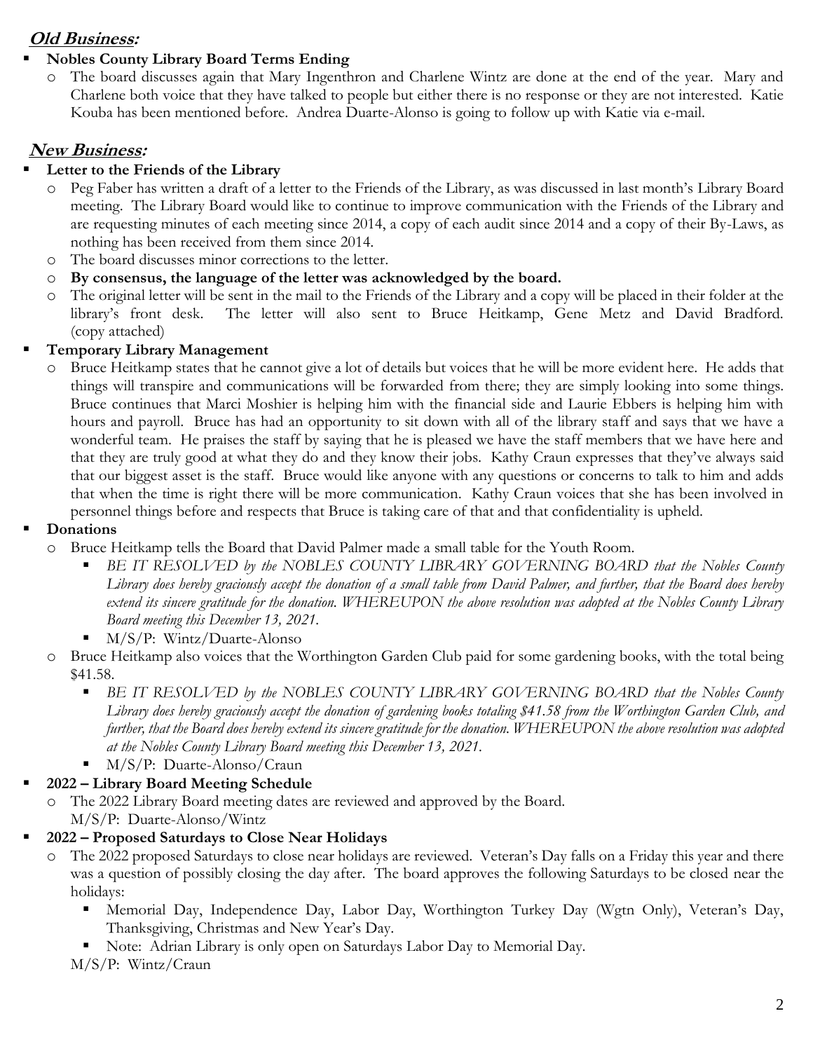## ***Old Business:***

- **Nobles County Library Board Terms Ending**
  - The board discusses again that Mary Ingenthron and Charlene Wintz are done at the end of the year. Mary and Charlene both voice that they have talked to people but either there is no response or they are not interested. Katie Kouba has been mentioned before. Andrea Duarte-Alonso is going to follow up with Katie via e-mail.

## ***New Business:***

- **Letter to the Friends of the Library**
  - Peg Faber has written a draft of a letter to the Friends of the Library, as was discussed in last month's Library Board meeting. The Library Board would like to continue to improve communication with the Friends of the Library and are requesting minutes of each meeting since 2014, a copy of each audit since 2014 and a copy of their By-Laws, as nothing has been received from them since 2014.
  - The board discusses minor corrections to the letter.
  - **By consensus, the language of the letter was acknowledged by the board.**
  - The original letter will be sent in the mail to the Friends of the Library and a copy will be placed in their folder at the library's front desk. The letter will also sent to Bruce Heitkamp, Gene Metz and David Bradford. (copy attached)
- **Temporary Library Management**
  - Bruce Heitkamp states that he cannot give a lot of details but voices that he will be more evident here. He adds that things will transpire and communications will be forwarded from there; they are simply looking into some things. Bruce continues that Marci Moshier is helping him with the financial side and Laurie Ebbers is helping him with hours and payroll. Bruce has had an opportunity to sit down with all of the library staff and says that we have a wonderful team. He praises the staff by saying that he is pleased we have the staff members that we have here and that they are truly good at what they do and they know their jobs. Kathy Craun expresses that they've always said that our biggest asset is the staff. Bruce would like anyone with any questions or concerns to talk to him and adds that when the time is right there will be more communication. Kathy Craun voices that she has been involved in personnel things before and respects that Bruce is taking care of that and that confidentiality is upheld.
- **Donations**
  - Bruce Heitkamp tells the Board that David Palmer made a small table for the Youth Room.
    - *BE IT RESOLVED by the NOBLES COUNTY LIBRARY GOVERNING BOARD that the Nobles County Library does hereby graciously accept the donation of a small table from David Palmer, and further, that the Board does hereby extend its sincere gratitude for the donation. WHEREUPON the above resolution was adopted at the Nobles County Library Board meeting this December 13, 2021.*
    - M/S/P: Wintz/Duarte-Alonso
  - Bruce Heitkamp also voices that the Worthington Garden Club paid for some gardening books, with the total being $41.58.
    - *BE IT RESOLVED by the NOBLES COUNTY LIBRARY GOVERNING BOARD that the Nobles County Library does hereby graciously accept the donation of gardening books totaling $41.58 from the Worthington Garden Club, and further, that the Board does hereby extend its sincere gratitude for the donation. WHEREUPON the above resolution was adopted at the Nobles County Library Board meeting this December 13, 2021.*
    - M/S/P: Duarte-Alonso/Craun
- **2022 – Library Board Meeting Schedule**
  - The 2022 Library Board meeting dates are reviewed and approved by the Board.

  M/S/P: Duarte-Alonso/Wintz
- **2022 – Proposed Saturdays to Close Near Holidays**
  - The 2022 proposed Saturdays to close near holidays are reviewed. Veteran's Day falls on a Friday this year and there was a question of possibly closing the day after. The board approves the following Saturdays to be closed near the holidays:
    - Memorial Day, Independence Day, Labor Day, Worthington Turkey Day (Wgtn Only), Veteran's Day, Thanksgiving, Christmas and New Year's Day.
    - Note: Adrian Library is only open on Saturdays Labor Day to Memorial Day.

  M/S/P: Wintz/Craun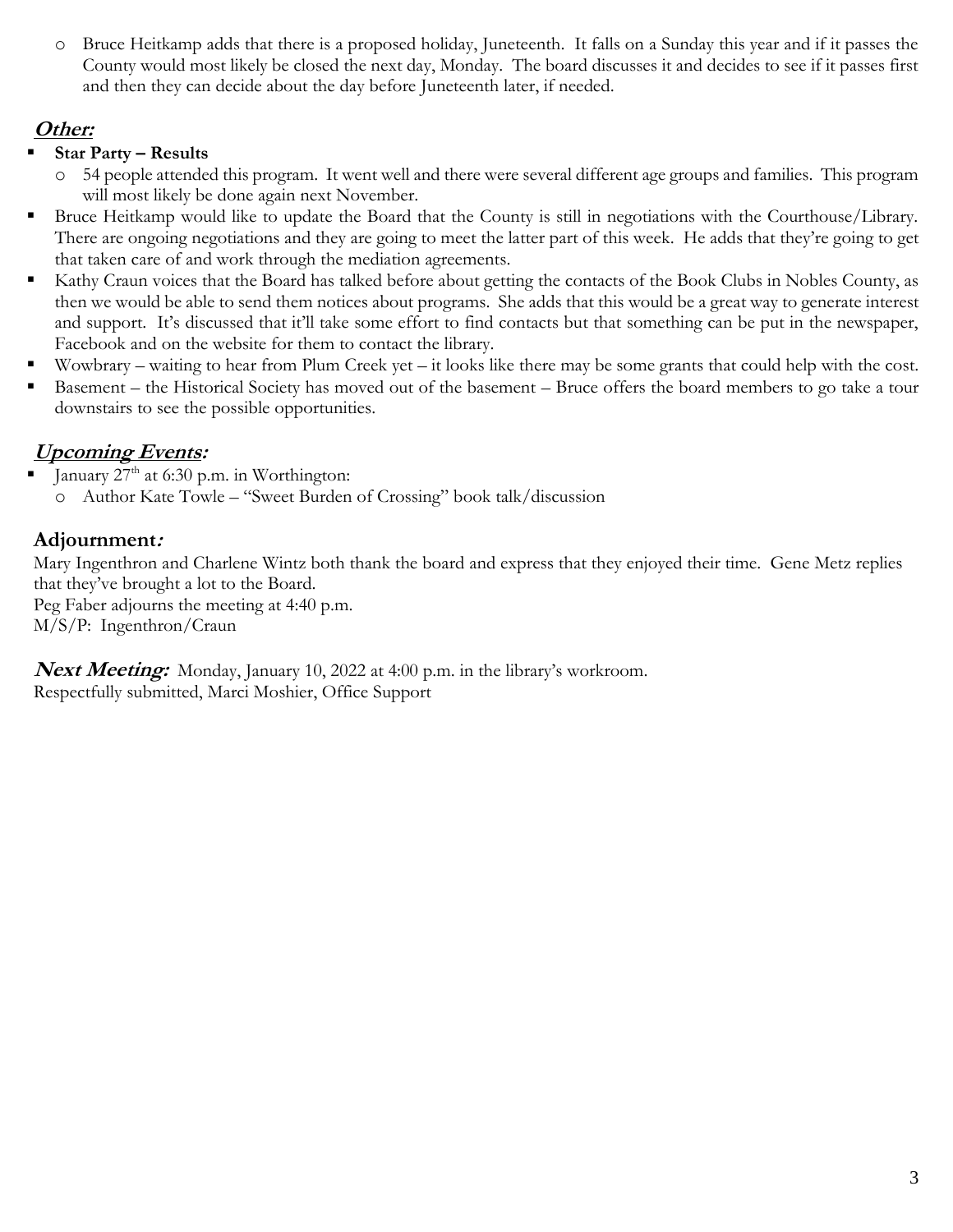- Bruce Heitkamp adds that there is a proposed holiday, Juneteenth. It falls on a Sunday this year and if it passes the County would most likely be closed the next day, Monday. The board discusses it and decides to see if it passes first and then they can decide about the day before Juneteenth later, if needed.

## ***Other:***

- **Star Party – Results**
  - 54 people attended this program. It went well and there were several different age groups and families. This program will most likely be done again next November.
- Bruce Heitkamp would like to update the Board that the County is still in negotiations with the Courthouse/Library. There are ongoing negotiations and they are going to meet the latter part of this week. He adds that they're going to get that taken care of and work through the mediation agreements.
- Kathy Craun voices that the Board has talked before about getting the contacts of the Book Clubs in Nobles County, as then we would be able to send them notices about programs. She adds that this would be a great way to generate interest and support. It's discussed that it'll take some effort to find contacts but that something can be put in the newspaper, Facebook and on the website for them to contact the library.
- Wowbrary – waiting to hear from Plum Creek yet – it looks like there may be some grants that could help with the cost.
- Basement – the Historical Society has moved out of the basement – Bruce offers the board members to go take a tour downstairs to see the possible opportunities.

## ***Upcoming Events:***

- January 27th at 6:30 p.m. in Worthington:
  - Author Kate Towle – "Sweet Burden of Crossing" book talk/discussion

## **Adjournment:**

Mary Ingenthron and Charlene Wintz both thank the board and express that they enjoyed their time. Gene Metz replies that they've brought a lot to the Board.
Peg Faber adjourns the meeting at 4:40 p.m.
M/S/P: Ingenthron/Craun

***Next Meeting:*** Monday, January 10, 2022 at 4:00 p.m. in the library's workroom.
Respectfully submitted, Marci Moshier, Office Support